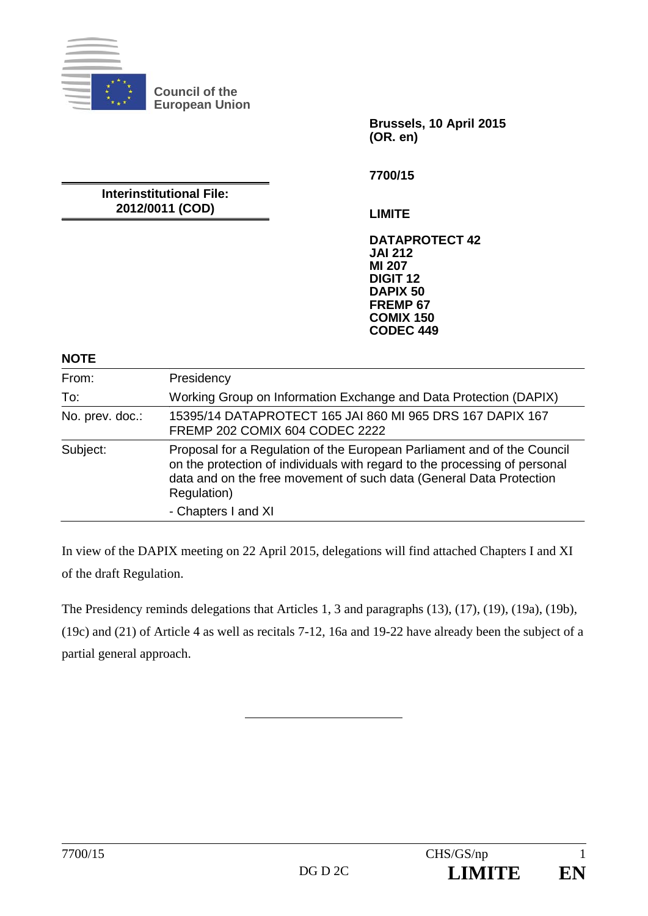**Council of the European Union**

**Brussels, 10 April 2015**
**(OR. en)**

**7700/15**

**Interinstitutional File:**
**2012/0011 (COD)**

**LIMITE**

**DATAPROTECT 42**
**JAI 212**
**MI 207**
**DIGIT 12**
**DAPIX 50**
**FREMP 67**
**COMIX 150**
**CODEC 449**

**NOTE**

| | |
|---|---|
| From: | Presidency |
| To: | Working Group on Information Exchange and Data Protection (DAPIX) |
| No. prev. doc.: | 15395/14 DATAPROTECT 165 JAI 860 MI 965 DRS 167 DAPIX 167 FREMP 202 COMIX 604 CODEC 2222 |
| Subject: | Proposal for a Regulation of the European Parliament and of the Council on the protection of individuals with regard to the processing of personal data and on the free movement of such data (General Data Protection Regulation)<br>- Chapters I and XI |

In view of the DAPIX meeting on 22 April 2015, delegations will find attached Chapters I and XI of the draft Regulation.

The Presidency reminds delegations that Articles 1, 3 and paragraphs (13), (17), (19), (19a), (19b), (19c) and (21) of Article 4 as well as recitals 7-12, 16a and 19-22 have already been the subject of a partial general approach.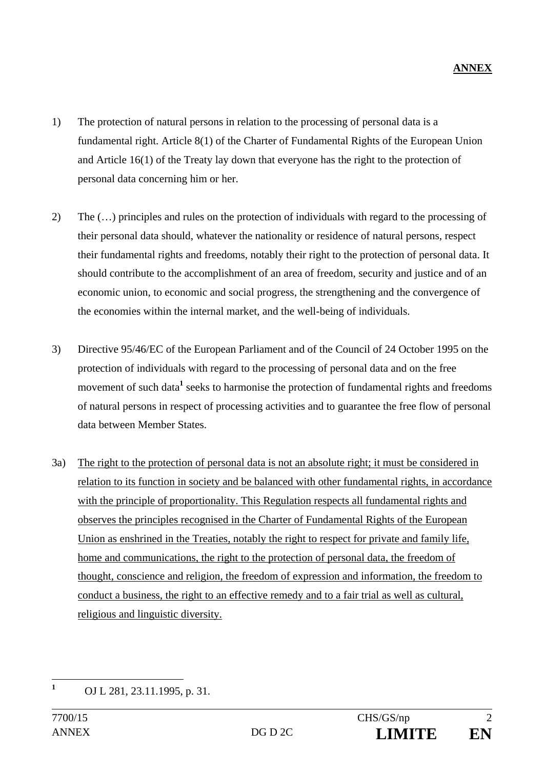**ANNEX**

1) The protection of natural persons in relation to the processing of personal data is a fundamental right. Article 8(1) of the Charter of Fundamental Rights of the European Union and Article 16(1) of the Treaty lay down that everyone has the right to the protection of personal data concerning him or her.

2) The (…) principles and rules on the protection of individuals with regard to the processing of their personal data should, whatever the nationality or residence of natural persons, respect their fundamental rights and freedoms, notably their right to the protection of personal data. It should contribute to the accomplishment of an area of freedom, security and justice and of an economic union, to economic and social progress, the strengthening and the convergence of the economies within the internal market, and the well-being of individuals.

3) Directive 95/46/EC of the European Parliament and of the Council of 24 October 1995 on the protection of individuals with regard to the processing of personal data and on the free movement of such data[1] seeks to harmonise the protection of fundamental rights and freedoms of natural persons in respect of processing activities and to guarantee the free flow of personal data between Member States.

3a) <u>The right to the protection of personal data is not an absolute right; it must be considered in relation to its function in society and be balanced with other fundamental rights, in accordance with the principle of proportionality. This Regulation respects all fundamental rights and observes the principles recognised in the Charter of Fundamental Rights of the European Union as enshrined in the Treaties, notably the right to respect for private and family life, home and communications, the right to the protection of personal data, the freedom of thought, conscience and religion, the freedom of expression and information, the freedom to conduct a business, the right to an effective remedy and to a fair trial as well as cultural, religious and linguistic diversity.</u>

---

[1] OJ L 281, 23.11.1995, p. 31.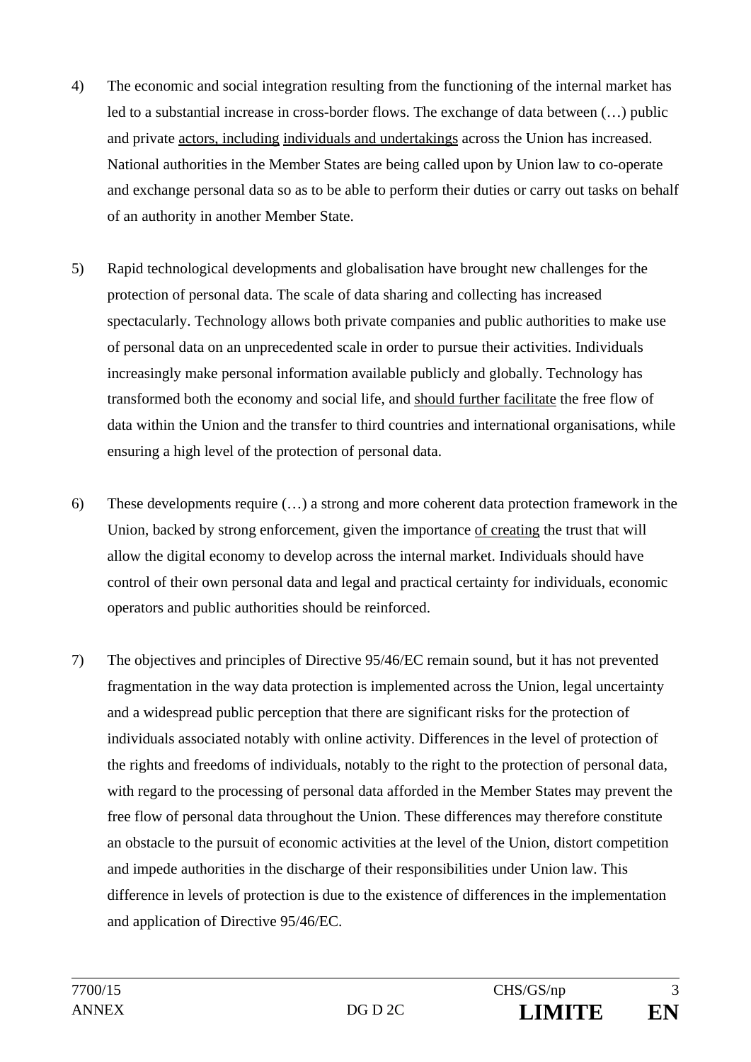4) The economic and social integration resulting from the functioning of the internal market has led to a substantial increase in cross-border flows. The exchange of data between (…) public and private <u>actors, including</u> <u>individuals and undertakings</u> across the Union has increased. National authorities in the Member States are being called upon by Union law to co-operate and exchange personal data so as to be able to perform their duties or carry out tasks on behalf of an authority in another Member State.

5) Rapid technological developments and globalisation have brought new challenges for the protection of personal data. The scale of data sharing and collecting has increased spectacularly. Technology allows both private companies and public authorities to make use of personal data on an unprecedented scale in order to pursue their activities. Individuals increasingly make personal information available publicly and globally. Technology has transformed both the economy and social life, and <u>should further facilitate</u> the free flow of data within the Union and the transfer to third countries and international organisations, while ensuring a high level of the protection of personal data.

6) These developments require (…) a strong and more coherent data protection framework in the Union, backed by strong enforcement, given the importance <u>of creating</u> the trust that will allow the digital economy to develop across the internal market. Individuals should have control of their own personal data and legal and practical certainty for individuals, economic operators and public authorities should be reinforced.

7) The objectives and principles of Directive 95/46/EC remain sound, but it has not prevented fragmentation in the way data protection is implemented across the Union, legal uncertainty and a widespread public perception that there are significant risks for the protection of individuals associated notably with online activity. Differences in the level of protection of the rights and freedoms of individuals, notably to the right to the protection of personal data, with regard to the processing of personal data afforded in the Member States may prevent the free flow of personal data throughout the Union. These differences may therefore constitute an obstacle to the pursuit of economic activities at the level of the Union, distort competition and impede authorities in the discharge of their responsibilities under Union law. This difference in levels of protection is due to the existence of differences in the implementation and application of Directive 95/46/EC.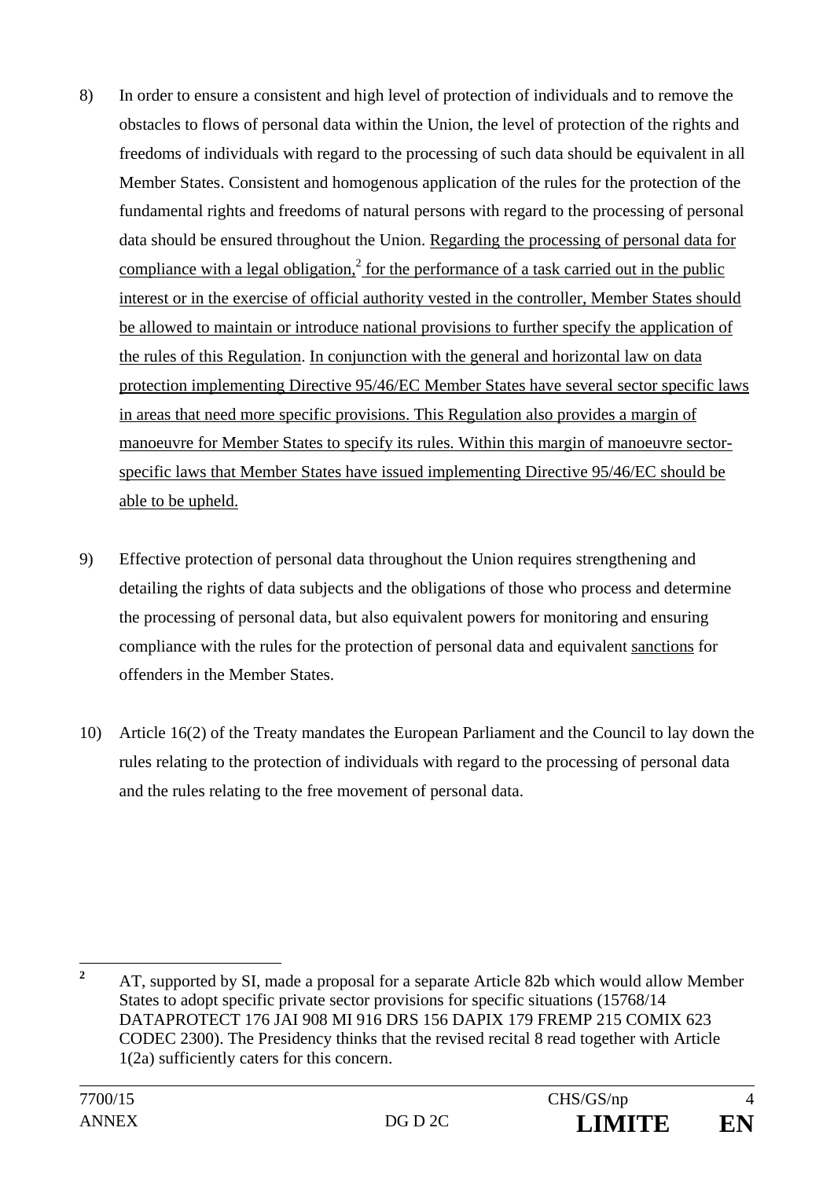8) In order to ensure a consistent and high level of protection of individuals and to remove the obstacles to flows of personal data within the Union, the level of protection of the rights and freedoms of individuals with regard to the processing of such data should be equivalent in all Member States. Consistent and homogenous application of the rules for the protection of the fundamental rights and freedoms of natural persons with regard to the processing of personal data should be ensured throughout the Union. <u>Regarding the processing of personal data for compliance with a legal obligation,</u>[2] <u>for the performance of a task carried out in the public interest or in the exercise of official authority vested in the controller, Member States should be allowed to maintain or introduce national provisions to further specify the application of the rules of this Regulation</u>. <u>In conjunction with the general and horizontal law on data protection implementing Directive 95/46/EC Member States have several sector specific laws in areas that need more specific provisions. This Regulation also provides a margin of manoeuvre for Member States to specify its rules. Within this margin of manoeuvre sector-specific laws that Member States have issued implementing Directive 95/46/EC should be able to be upheld.</u>

9) Effective protection of personal data throughout the Union requires strengthening and detailing the rights of data subjects and the obligations of those who process and determine the processing of personal data, but also equivalent powers for monitoring and ensuring compliance with the rules for the protection of personal data and equivalent <u>sanctions</u> for offenders in the Member States.

10) Article 16(2) of the Treaty mandates the European Parliament and the Council to lay down the rules relating to the protection of individuals with regard to the processing of personal data and the rules relating to the free movement of personal data.

---

[2] AT, supported by SI, made a proposal for a separate Article 82b which would allow Member States to adopt specific private sector provisions for specific situations (15768/14 DATAPROTECT 176 JAI 908 MI 916 DRS 156 DAPIX 179 FREMP 215 COMIX 623 CODEC 2300). The Presidency thinks that the revised recital 8 read together with Article 1(2a) sufficiently caters for this concern.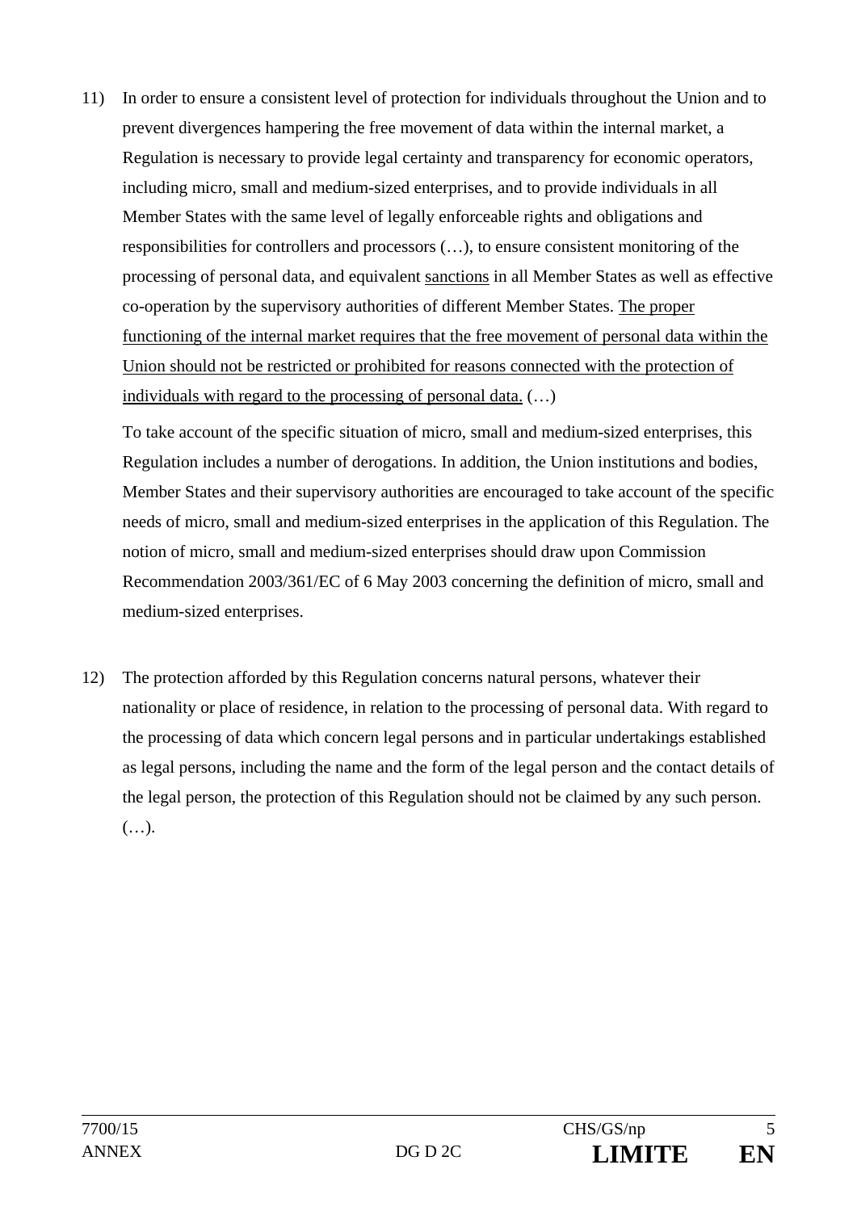11) In order to ensure a consistent level of protection for individuals throughout the Union and to prevent divergences hampering the free movement of data within the internal market, a Regulation is necessary to provide legal certainty and transparency for economic operators, including micro, small and medium-sized enterprises, and to provide individuals in all Member States with the same level of legally enforceable rights and obligations and responsibilities for controllers and processors (…), to ensure consistent monitoring of the processing of personal data, and equivalent <u>sanctions</u> in all Member States as well as effective co-operation by the supervisory authorities of different Member States. <u>The proper functioning of the internal market requires that the free movement of personal data within the Union should not be restricted or prohibited for reasons connected with the protection of individuals with regard to the processing of personal data.</u> (…)

    To take account of the specific situation of micro, small and medium-sized enterprises, this Regulation includes a number of derogations. In addition, the Union institutions and bodies, Member States and their supervisory authorities are encouraged to take account of the specific needs of micro, small and medium-sized enterprises in the application of this Regulation. The notion of micro, small and medium-sized enterprises should draw upon Commission Recommendation 2003/361/EC of 6 May 2003 concerning the definition of micro, small and medium-sized enterprises.

12) The protection afforded by this Regulation concerns natural persons, whatever their nationality or place of residence, in relation to the processing of personal data. With regard to the processing of data which concern legal persons and in particular undertakings established as legal persons, including the name and the form of the legal person and the contact details of the legal person, the protection of this Regulation should not be claimed by any such person. (…).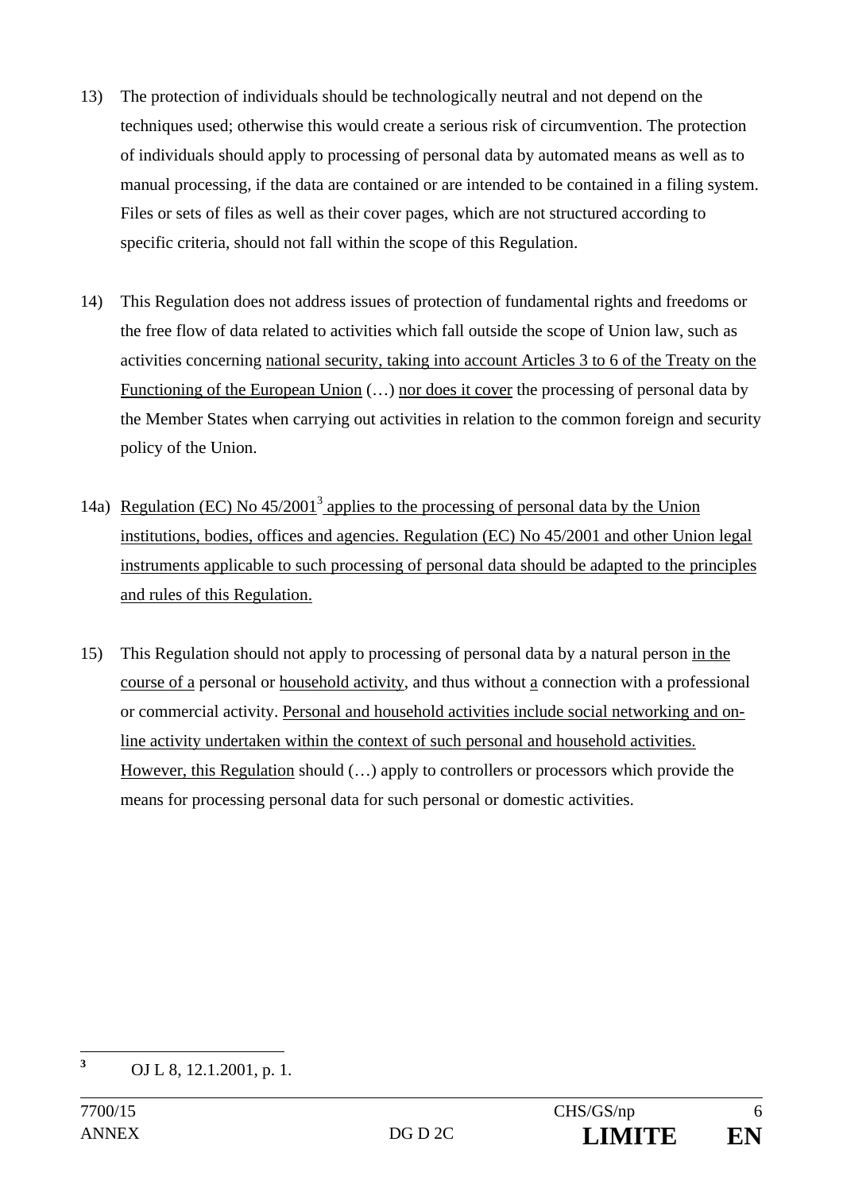13) The protection of individuals should be technologically neutral and not depend on the techniques used; otherwise this would create a serious risk of circumvention. The protection of individuals should apply to processing of personal data by automated means as well as to manual processing, if the data are contained or are intended to be contained in a filing system. Files or sets of files as well as their cover pages, which are not structured according to specific criteria, should not fall within the scope of this Regulation.

14) This Regulation does not address issues of protection of fundamental rights and freedoms or the free flow of data related to activities which fall outside the scope of Union law, such as activities concerning <u>national security, taking into account Articles 3 to 6 of the Treaty on the Functioning of the European Union</u> (…) <u>nor does it cover</u> the processing of personal data by the Member States when carrying out activities in relation to the common foreign and security policy of the Union.

14a) <u>Regulation (EC) No 45/2001[3] applies to the processing of personal data by the Union institutions, bodies, offices and agencies. Regulation (EC) No 45/2001 and other Union legal instruments applicable to such processing of personal data should be adapted to the principles and rules of this Regulation.</u>

15) This Regulation should not apply to processing of personal data by a natural person <u>in the course of a</u> personal or <u>household activity</u>, and thus without <u>a</u> connection with a professional or commercial activity. <u>Personal and household activities include social networking and on-line activity undertaken within the context of such personal and household activities. However, this Regulation</u> should (…) apply to controllers or processors which provide the means for processing personal data for such personal or domestic activities.

[3] OJ L 8, 12.1.2001, p. 1.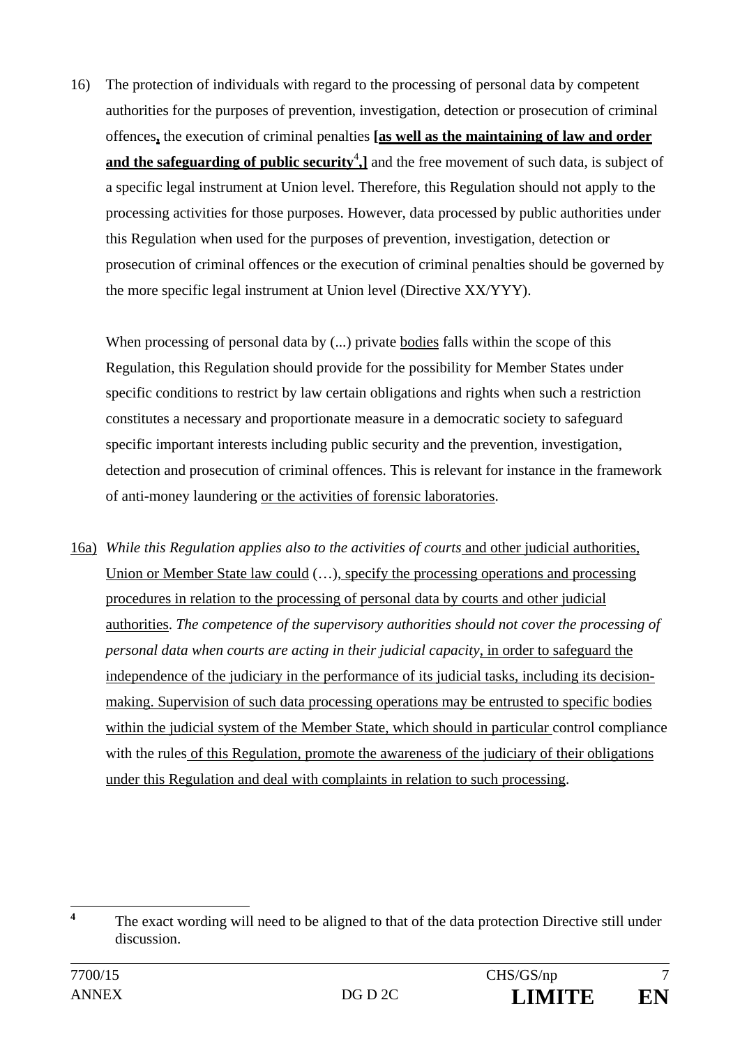16) The protection of individuals with regard to the processing of personal data by competent authorities for the purposes of prevention, investigation, detection or prosecution of criminal offences**,** the execution of criminal penalties **[as well as the maintaining of law and order and the safeguarding of public security[4],]** and the free movement of such data, is subject of a specific legal instrument at Union level. Therefore, this Regulation should not apply to the processing activities for those purposes. However, data processed by public authorities under this Regulation when used for the purposes of prevention, investigation, detection or prosecution of criminal offences or the execution of criminal penalties should be governed by the more specific legal instrument at Union level (Directive XX/YYY).

When processing of personal data by (...) private bodies falls within the scope of this Regulation, this Regulation should provide for the possibility for Member States under specific conditions to restrict by law certain obligations and rights when such a restriction constitutes a necessary and proportionate measure in a democratic society to safeguard specific important interests including public security and the prevention, investigation, detection and prosecution of criminal offences. This is relevant for instance in the framework of anti-money laundering or the activities of forensic laboratories.

16a) *While this Regulation applies also to the activities of courts* and other judicial authorities, Union or Member State law could (…), specify the processing operations and processing procedures in relation to the processing of personal data by courts and other judicial authorities. *The competence of the supervisory authorities should not cover the processing of personal data when courts are acting in their judicial capacity*, in order to safeguard the independence of the judiciary in the performance of its judicial tasks, including its decision-making. Supervision of such data processing operations may be entrusted to specific bodies within the judicial system of the Member State, which should in particular control compliance with the rules of this Regulation, promote the awareness of the judiciary of their obligations under this Regulation and deal with complaints in relation to such processing.

[4] The exact wording will need to be aligned to that of the data protection Directive still under discussion.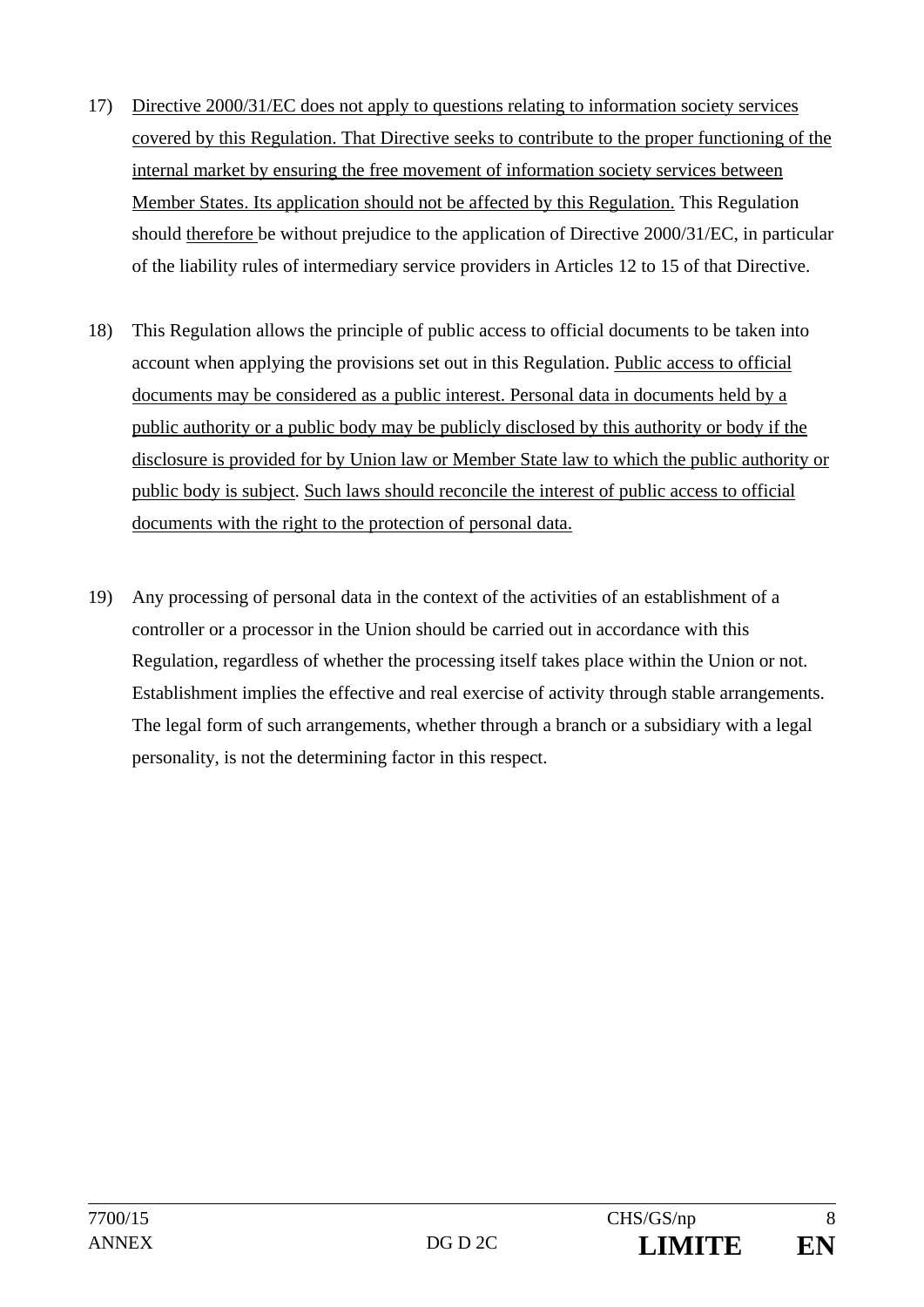17) Directive 2000/31/EC does not apply to questions relating to information society services covered by this Regulation. That Directive seeks to contribute to the proper functioning of the internal market by ensuring the free movement of information society services between Member States. Its application should not be affected by this Regulation. This Regulation should therefore be without prejudice to the application of Directive 2000/31/EC, in particular of the liability rules of intermediary service providers in Articles 12 to 15 of that Directive.

18) This Regulation allows the principle of public access to official documents to be taken into account when applying the provisions set out in this Regulation. Public access to official documents may be considered as a public interest. Personal data in documents held by a public authority or a public body may be publicly disclosed by this authority or body if the disclosure is provided for by Union law or Member State law to which the public authority or public body is subject. Such laws should reconcile the interest of public access to official documents with the right to the protection of personal data.

19) Any processing of personal data in the context of the activities of an establishment of a controller or a processor in the Union should be carried out in accordance with this Regulation, regardless of whether the processing itself takes place within the Union or not. Establishment implies the effective and real exercise of activity through stable arrangements. The legal form of such arrangements, whether through a branch or a subsidiary with a legal personality, is not the determining factor in this respect.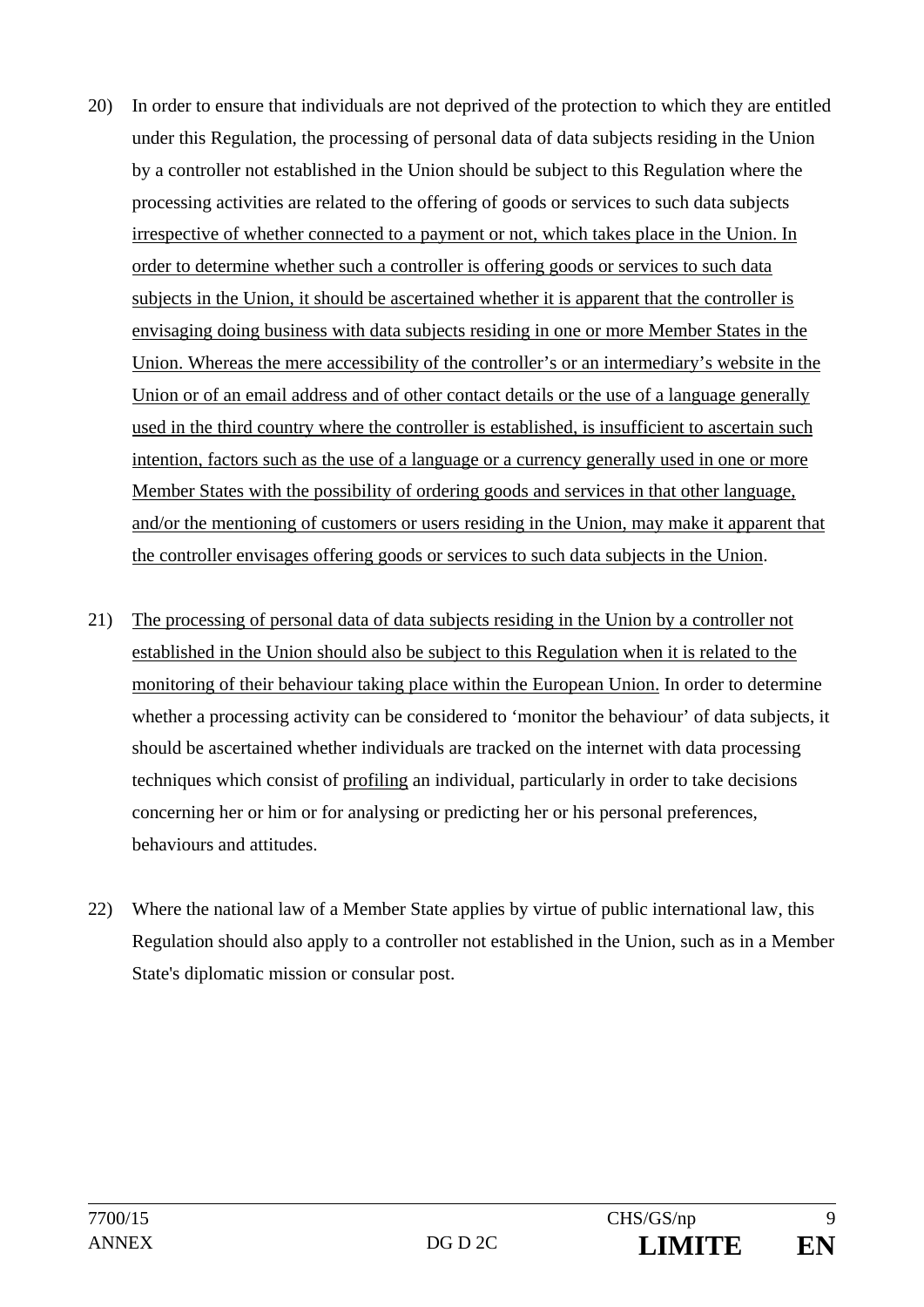20) In order to ensure that individuals are not deprived of the protection to which they are entitled under this Regulation, the processing of personal data of data subjects residing in the Union by a controller not established in the Union should be subject to this Regulation where the processing activities are related to the offering of goods or services to such data subjects irrespective of whether connected to a payment or not, which takes place in the Union. In order to determine whether such a controller is offering goods or services to such data subjects in the Union, it should be ascertained whether it is apparent that the controller is envisaging doing business with data subjects residing in one or more Member States in the Union. Whereas the mere accessibility of the controller's or an intermediary's website in the Union or of an email address and of other contact details or the use of a language generally used in the third country where the controller is established, is insufficient to ascertain such intention, factors such as the use of a language or a currency generally used in one or more Member States with the possibility of ordering goods and services in that other language, and/or the mentioning of customers or users residing in the Union, may make it apparent that the controller envisages offering goods or services to such data subjects in the Union.

21) The processing of personal data of data subjects residing in the Union by a controller not established in the Union should also be subject to this Regulation when it is related to the monitoring of their behaviour taking place within the European Union. In order to determine whether a processing activity can be considered to 'monitor the behaviour' of data subjects, it should be ascertained whether individuals are tracked on the internet with data processing techniques which consist of profiling an individual, particularly in order to take decisions concerning her or him or for analysing or predicting her or his personal preferences, behaviours and attitudes.

22) Where the national law of a Member State applies by virtue of public international law, this Regulation should also apply to a controller not established in the Union, such as in a Member State's diplomatic mission or consular post.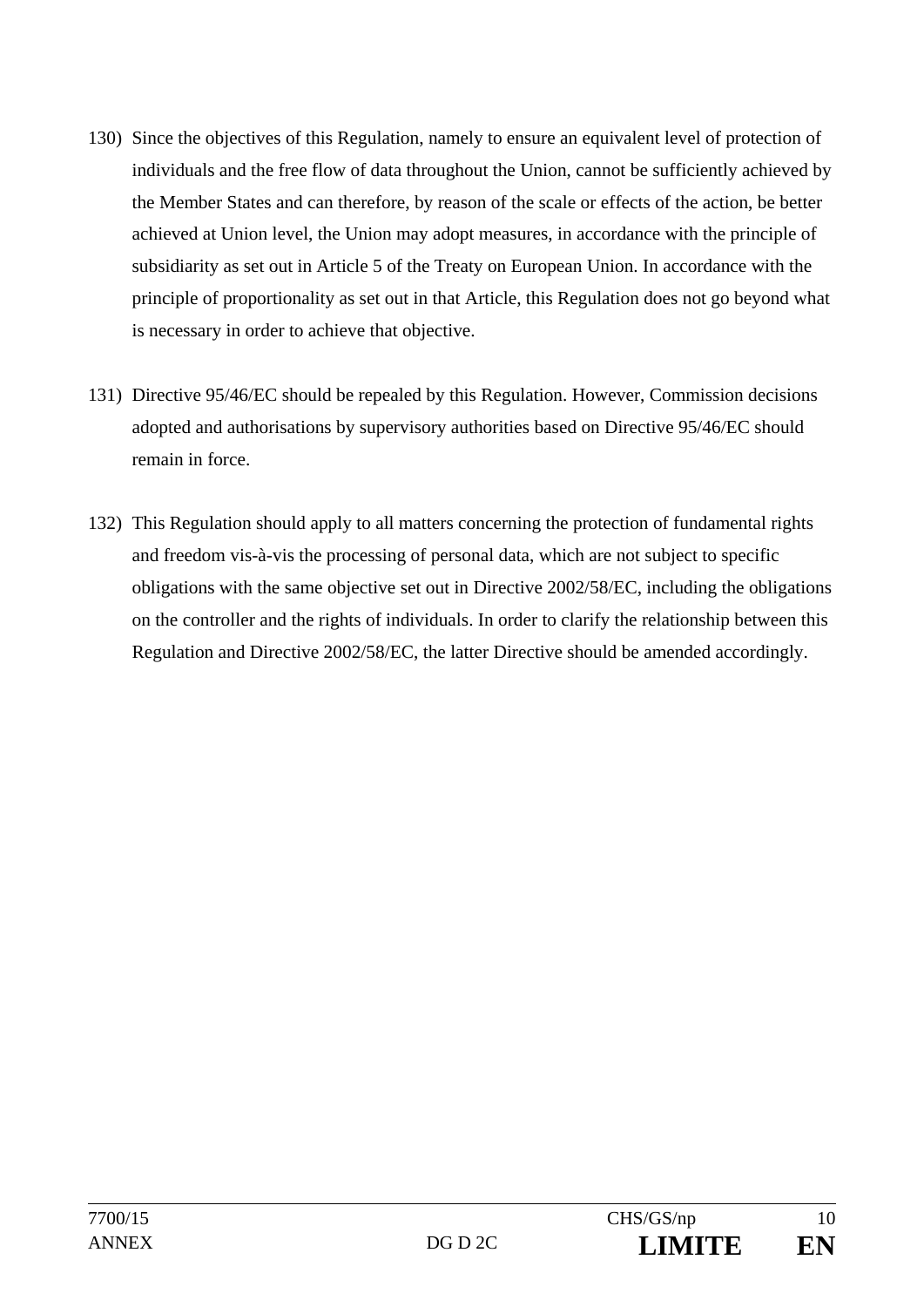130) Since the objectives of this Regulation, namely to ensure an equivalent level of protection of individuals and the free flow of data throughout the Union, cannot be sufficiently achieved by the Member States and can therefore, by reason of the scale or effects of the action, be better achieved at Union level, the Union may adopt measures, in accordance with the principle of subsidiarity as set out in Article 5 of the Treaty on European Union. In accordance with the principle of proportionality as set out in that Article, this Regulation does not go beyond what is necessary in order to achieve that objective.

131) Directive 95/46/EC should be repealed by this Regulation. However, Commission decisions adopted and authorisations by supervisory authorities based on Directive 95/46/EC should remain in force.

132) This Regulation should apply to all matters concerning the protection of fundamental rights and freedom vis-à-vis the processing of personal data, which are not subject to specific obligations with the same objective set out in Directive 2002/58/EC, including the obligations on the controller and the rights of individuals. In order to clarify the relationship between this Regulation and Directive 2002/58/EC, the latter Directive should be amended accordingly.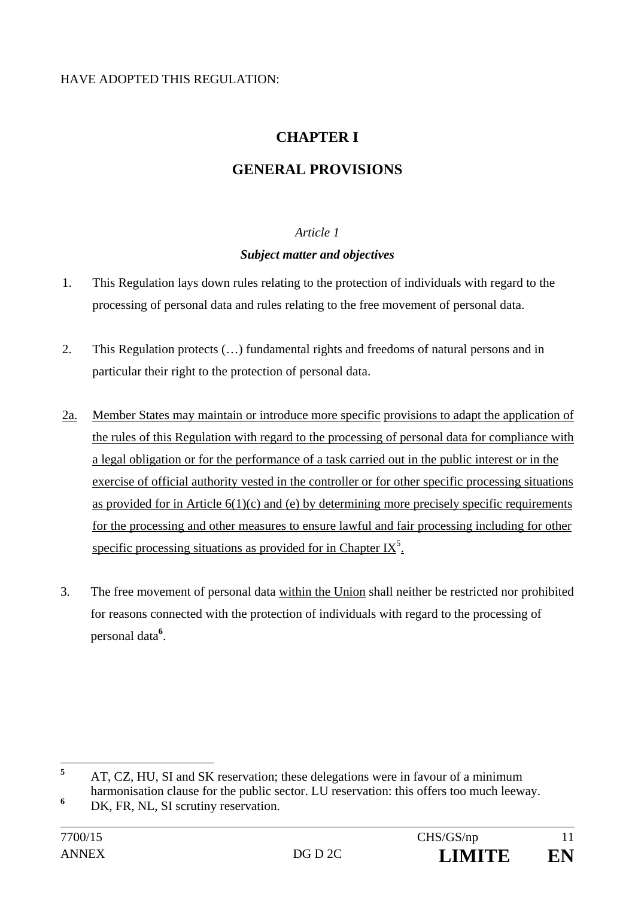HAVE ADOPTED THIS REGULATION:

# CHAPTER I

# GENERAL PROVISIONS

*Article 1*

***Subject matter and objectives***

1. This Regulation lays down rules relating to the protection of individuals with regard to the processing of personal data and rules relating to the free movement of personal data.

2. This Regulation protects (…) fundamental rights and freedoms of natural persons and in particular their right to the protection of personal data.

2a. Member States may maintain or introduce more specific provisions to adapt the application of the rules of this Regulation with regard to the processing of personal data for compliance with a legal obligation or for the performance of a task carried out in the public interest or in the exercise of official authority vested in the controller or for other specific processing situations as provided for in Article 6(1)(c) and (e) by determining more precisely specific requirements for the processing and other measures to ensure lawful and fair processing including for other specific processing situations as provided for in Chapter IX[5].

3. The free movement of personal data within the Union shall neither be restricted nor prohibited for reasons connected with the protection of individuals with regard to the processing of personal data[6].

---

[5] AT, CZ, HU, SI and SK reservation; these delegations were in favour of a minimum harmonisation clause for the public sector. LU reservation: this offers too much leeway.

[6] DK, FR, NL, SI scrutiny reservation.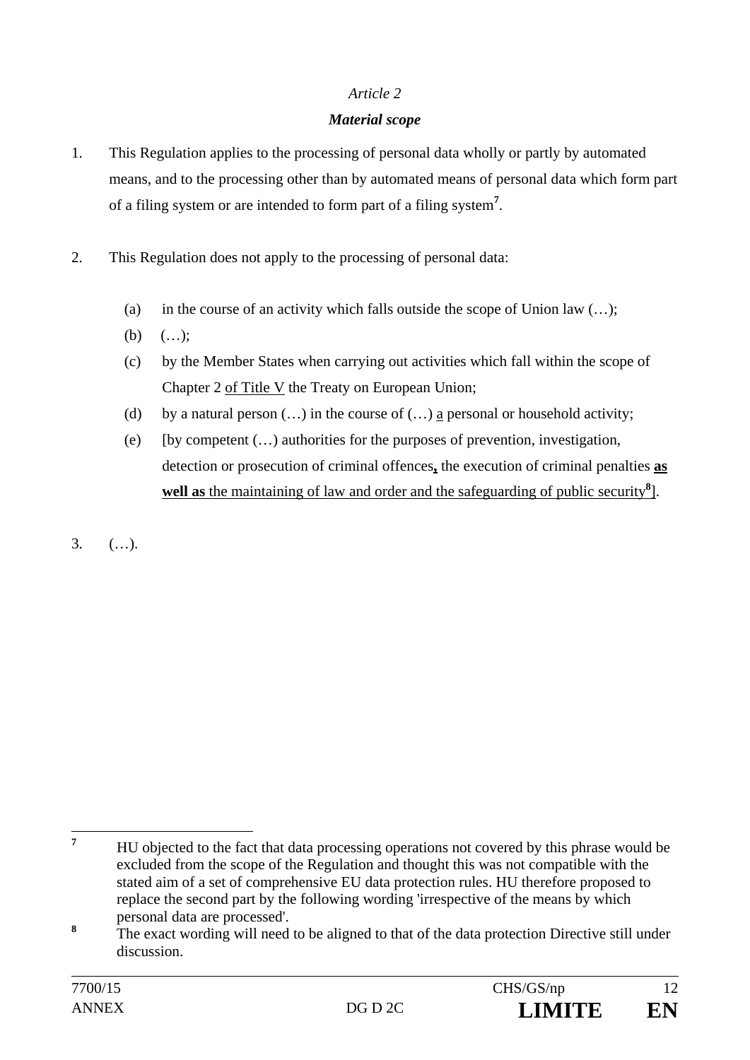*Article 2*

***Material scope***

1. This Regulation applies to the processing of personal data wholly or partly by automated means, and to the processing other than by automated means of personal data which form part of a filing system or are intended to form part of a filing system[7].

2. This Regulation does not apply to the processing of personal data:

   (a) in the course of an activity which falls outside the scope of Union law (…);

   (b) (…);

   (c) by the Member States when carrying out activities which fall within the scope of Chapter 2 <u>of Title V</u> the Treaty on European Union;

   (d) by a natural person (…) in the course of (…) <u>a</u> personal or household activity;

   (e) [by competent (…) authorities for the purposes of prevention, investigation, detection or prosecution of criminal offences**<u>,</u>** the execution of criminal penalties **<u>as well as</u>** <u>the maintaining of law and order and the safeguarding of public security</u>[8]].

3. (…).

---

[7] HU objected to the fact that data processing operations not covered by this phrase would be excluded from the scope of the Regulation and thought this was not compatible with the stated aim of a set of comprehensive EU data protection rules. HU therefore proposed to replace the second part by the following wording 'irrespective of the means by which personal data are processed'.

[8] The exact wording will need to be aligned to that of the data protection Directive still under discussion.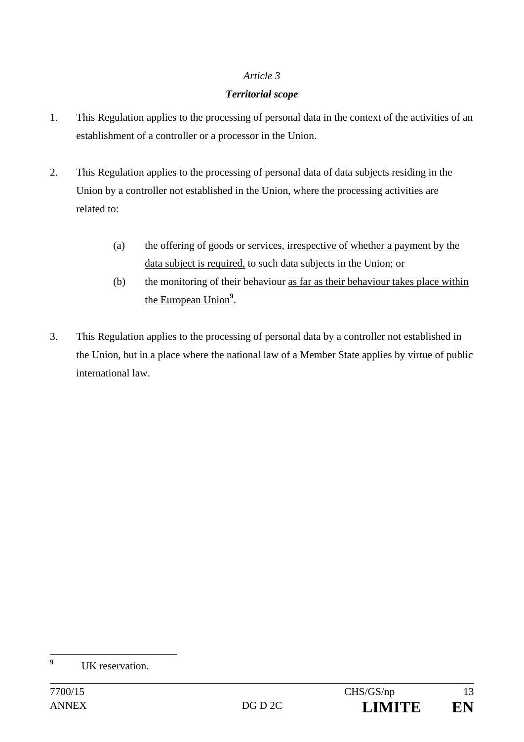*Article 3*

***Territorial scope***

1. This Regulation applies to the processing of personal data in the context of the activities of an establishment of a controller or a processor in the Union.

2. This Regulation applies to the processing of personal data of data subjects residing in the Union by a controller not established in the Union, where the processing activities are related to:

   (a) the offering of goods or services, <u>irrespective of whether a payment by the data subject is required,</u> to such data subjects in the Union; or

   (b) the monitoring of their behaviour <u>as far as their behaviour takes place within the European Union</u>[9].

3. This Regulation applies to the processing of personal data by a controller not established in the Union, but in a place where the national law of a Member State applies by virtue of public international law.

---

[9] UK reservation.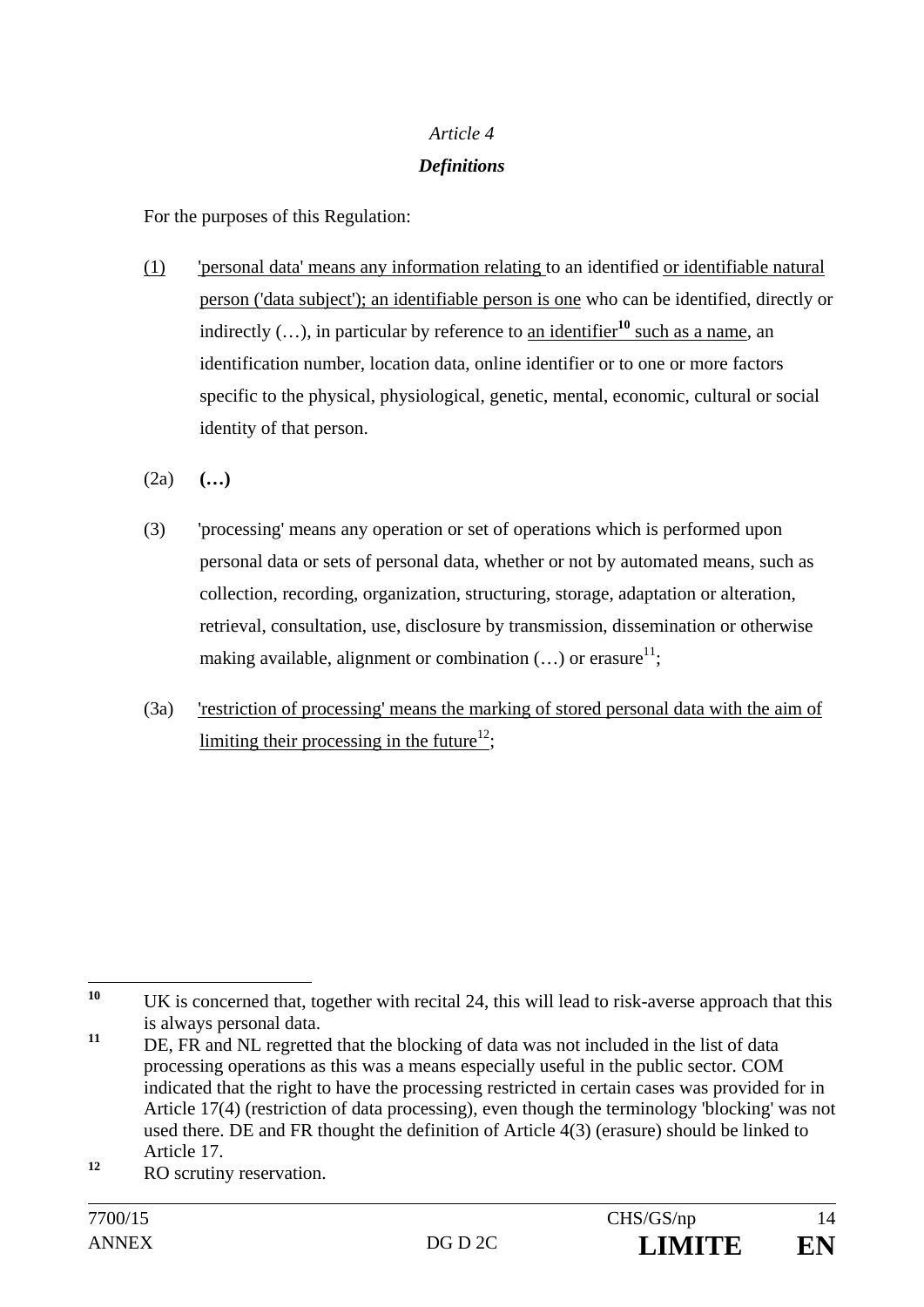*Article 4*

***Definitions***

For the purposes of this Regulation:

(1) 'personal data' means any information relating to an identified or identifiable natural person ('data subject'); an identifiable person is one who can be identified, directly or indirectly (…), in particular by reference to an identifier[10] such as a name, an identification number, location data, online identifier or to one or more factors specific to the physical, physiological, genetic, mental, economic, cultural or social identity of that person.

(2a) **(…)**

(3) 'processing' means any operation or set of operations which is performed upon personal data or sets of personal data, whether or not by automated means, such as collection, recording, organization, structuring, storage, adaptation or alteration, retrieval, consultation, use, disclosure by transmission, dissemination or otherwise making available, alignment or combination (…) or erasure[11];

(3a) 'restriction of processing' means the marking of stored personal data with the aim of limiting their processing in the future[12];

---

[10] UK is concerned that, together with recital 24, this will lead to risk-averse approach that this is always personal data.

[11] DE, FR and NL regretted that the blocking of data was not included in the list of data processing operations as this was a means especially useful in the public sector. COM indicated that the right to have the processing restricted in certain cases was provided for in Article 17(4) (restriction of data processing), even though the terminology 'blocking' was not used there. DE and FR thought the definition of Article 4(3) (erasure) should be linked to Article 17.

[12] RO scrutiny reservation.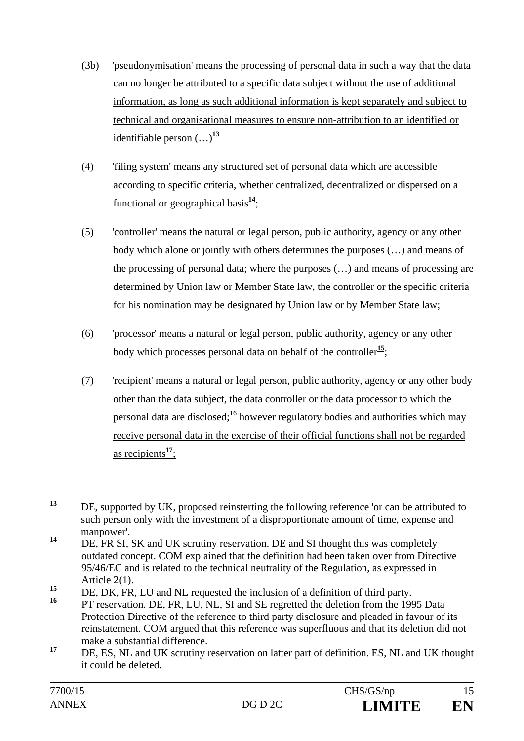(3b) <u>'pseudonymisation' means the processing of personal data in such a way that the data can no longer be attributed to a specific data subject without the use of additional information, as long as such additional information is kept separately and subject to technical and organisational measures to ensure non-attribution to an identified or identifiable person</u> (…)[13]

(4) 'filing system' means any structured set of personal data which are accessible according to specific criteria, whether centralized, decentralized or dispersed on a functional or geographical basis[14];

(5) 'controller' means the natural or legal person, public authority, agency or any other body which alone or jointly with others determines the purposes (…) and means of the processing of personal data; where the purposes (…) and means of processing are determined by Union law or Member State law, the controller or the specific criteria for his nomination may be designated by Union law or by Member State law;

(6) 'processor' means a natural or legal person, public authority, agency or any other body which processes personal data on behalf of the controller[15];

(7) 'recipient' means a natural or legal person, public authority, agency or any other body <u>other than the data subject, the data controller or the data processor</u> to which the personal data are disclosed<u>;</u>[16] <u>however regulatory bodies and authorities which may receive personal data in the exercise of their official functions shall not be regarded as recipients</u>[17]<u>;</u>

---

[13] DE, supported by UK, proposed reinsterting the following reference 'or can be attributed to such person only with the investment of a disproportionate amount of time, expense and manpower'.

[14] DE, FR SI, SK and UK scrutiny reservation. DE and SI thought this was completely outdated concept. COM explained that the definition had been taken over from Directive 95/46/EC and is related to the technical neutrality of the Regulation, as expressed in Article 2(1).

[15] DE, DK, FR, LU and NL requested the inclusion of a definition of third party.

[16] PT reservation. DE, FR, LU, NL, SI and SE regretted the deletion from the 1995 Data Protection Directive of the reference to third party disclosure and pleaded in favour of its reinstatement. COM argued that this reference was superfluous and that its deletion did not make a substantial difference.

[17] DE, ES, NL and UK scrutiny reservation on latter part of definition. ES, NL and UK thought it could be deleted.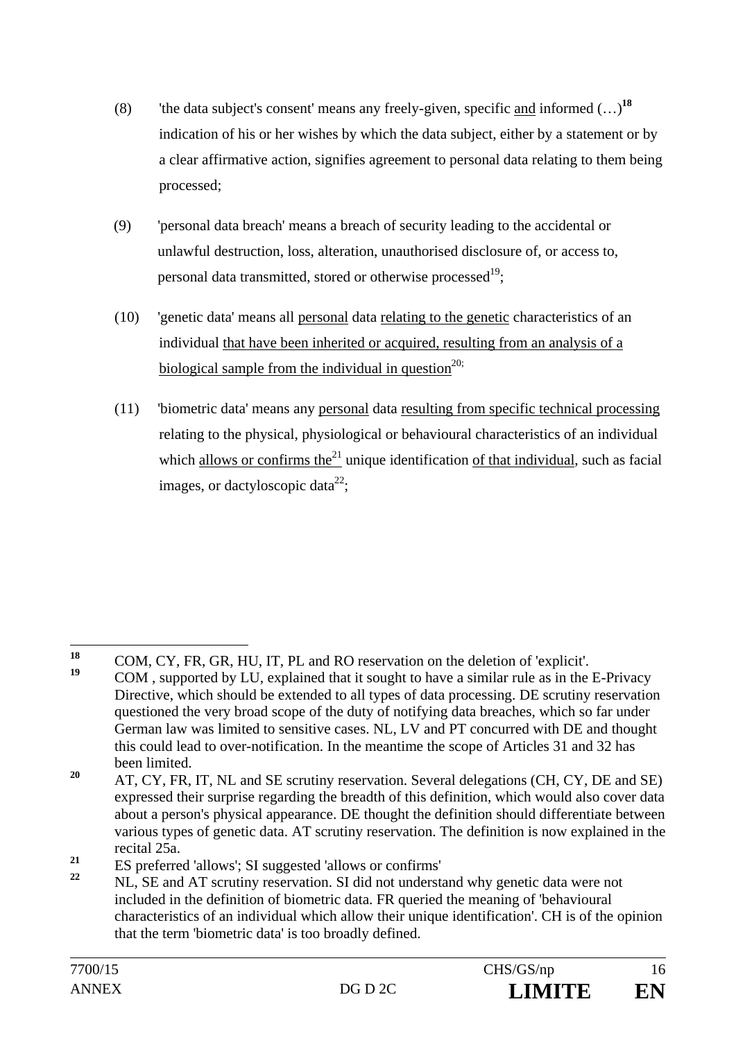(8) 'the data subject's consent' means any freely-given, specific <u>and</u> informed (…)[18] indication of his or her wishes by which the data subject, either by a statement or by a clear affirmative action, signifies agreement to personal data relating to them being processed;

(9) 'personal data breach' means a breach of security leading to the accidental or unlawful destruction, loss, alteration, unauthorised disclosure of, or access to, personal data transmitted, stored or otherwise processed[19];

(10) 'genetic data' means all <u>personal</u> data <u>relating to the genetic</u> characteristics of an individual <u>that have been inherited or acquired, resulting from an analysis of a biological sample from the individual in question</u>[20];

(11) 'biometric data' means any <u>personal</u> data <u>resulting from specific technical processing</u> relating to the physical, physiological or behavioural characteristics of an individual which <u>allows or confirms the</u>[21] unique identification <u>of that individual</u>, such as facial images, or dactyloscopic data[22];

---

[18] COM, CY, FR, GR, HU, IT, PL and RO reservation on the deletion of 'explicit'.

[19] COM , supported by LU, explained that it sought to have a similar rule as in the E-Privacy Directive, which should be extended to all types of data processing. DE scrutiny reservation questioned the very broad scope of the duty of notifying data breaches, which so far under German law was limited to sensitive cases. NL, LV and PT concurred with DE and thought this could lead to over-notification. In the meantime the scope of Articles 31 and 32 has been limited.

[20] AT, CY, FR, IT, NL and SE scrutiny reservation. Several delegations (CH, CY, DE and SE) expressed their surprise regarding the breadth of this definition, which would also cover data about a person's physical appearance. DE thought the definition should differentiate between various types of genetic data. AT scrutiny reservation. The definition is now explained in the recital 25a.

[21] ES preferred 'allows'; SI suggested 'allows or confirms'

[22] NL, SE and AT scrutiny reservation. SI did not understand why genetic data were not included in the definition of biometric data. FR queried the meaning of 'behavioural characteristics of an individual which allow their unique identification'. CH is of the opinion that the term 'biometric data' is too broadly defined.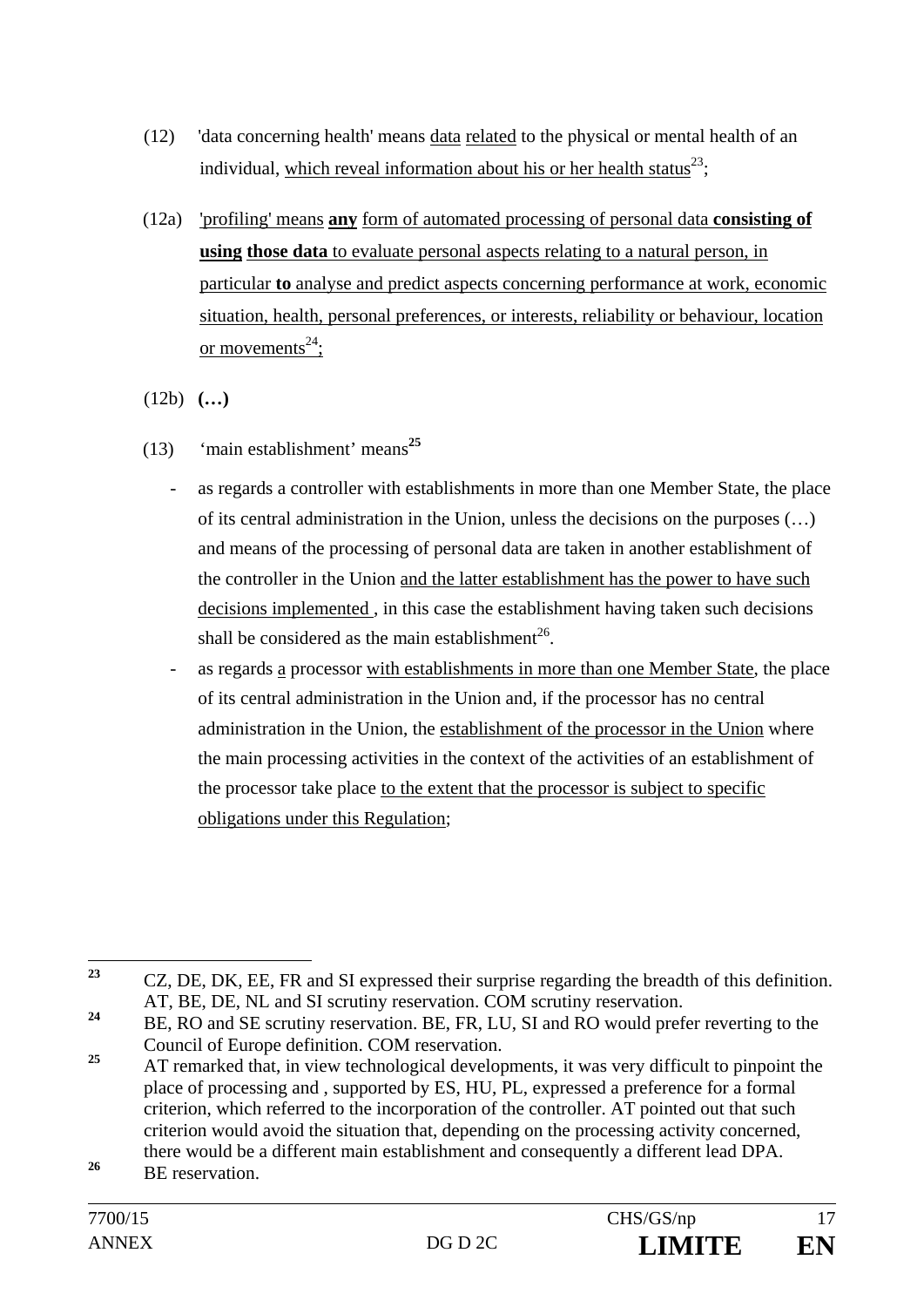(12) 'data concerning health' means data related to the physical or mental health of an individual, which reveal information about his or her health status[23];

(12a) 'profiling' means **any** form of automated processing of personal data **consisting of using those data** to evaluate personal aspects relating to a natural person, in particular **to** analyse and predict aspects concerning performance at work, economic situation, health, personal preferences, or interests, reliability or behaviour, location or movements[24];

(12b) **(…)**

(13) 'main establishment' means[25]

- as regards a controller with establishments in more than one Member State, the place of its central administration in the Union, unless the decisions on the purposes (…) and means of the processing of personal data are taken in another establishment of the controller in the Union and the latter establishment has the power to have such decisions implemented , in this case the establishment having taken such decisions shall be considered as the main establishment[26].
- as regards a processor with establishments in more than one Member State, the place of its central administration in the Union and, if the processor has no central administration in the Union, the establishment of the processor in the Union where the main processing activities in the context of the activities of an establishment of the processor take place to the extent that the processor is subject to specific obligations under this Regulation;

---

[23] CZ, DE, DK, EE, FR and SI expressed their surprise regarding the breadth of this definition. AT, BE, DE, NL and SI scrutiny reservation. COM scrutiny reservation.

[24] BE, RO and SE scrutiny reservation. BE, FR, LU, SI and RO would prefer reverting to the Council of Europe definition. COM reservation.

[25] AT remarked that, in view technological developments, it was very difficult to pinpoint the place of processing and , supported by ES, HU, PL, expressed a preference for a formal criterion, which referred to the incorporation of the controller. AT pointed out that such criterion would avoid the situation that, depending on the processing activity concerned, there would be a different main establishment and consequently a different lead DPA.

[26] BE reservation.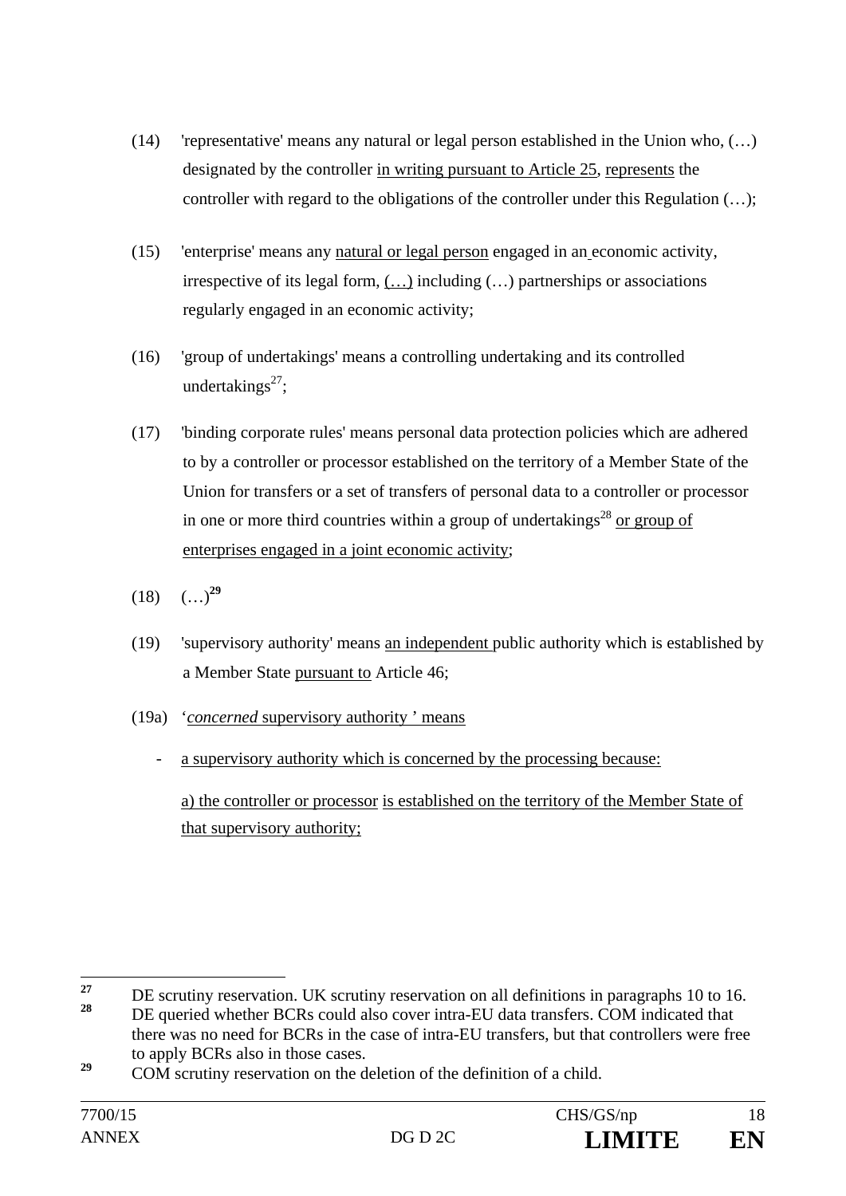(14) 'representative' means any natural or legal person established in the Union who, (…) designated by the controller in writing pursuant to Article 25, represents the controller with regard to the obligations of the controller under this Regulation (…);

(15) 'enterprise' means any natural or legal person engaged in an economic activity, irrespective of its legal form, (…) including (…) partnerships or associations regularly engaged in an economic activity;

(16) 'group of undertakings' means a controlling undertaking and its controlled undertakings[27];

(17) 'binding corporate rules' means personal data protection policies which are adhered to by a controller or processor established on the territory of a Member State of the Union for transfers or a set of transfers of personal data to a controller or processor in one or more third countries within a group of undertakings[28] or group of enterprises engaged in a joint economic activity;

(18) (…)[29]

(19) 'supervisory authority' means an independent public authority which is established by a Member State pursuant to Article 46;

(19a) '*concerned* supervisory authority ' means

- a supervisory authority which is concerned by the processing because:

  a) the controller or processor is established on the territory of the Member State of that supervisory authority;

---

[27] DE scrutiny reservation. UK scrutiny reservation on all definitions in paragraphs 10 to 16.

[28] DE queried whether BCRs could also cover intra-EU data transfers. COM indicated that there was no need for BCRs in the case of intra-EU transfers, but that controllers were free to apply BCRs also in those cases.

[29] COM scrutiny reservation on the deletion of the definition of a child.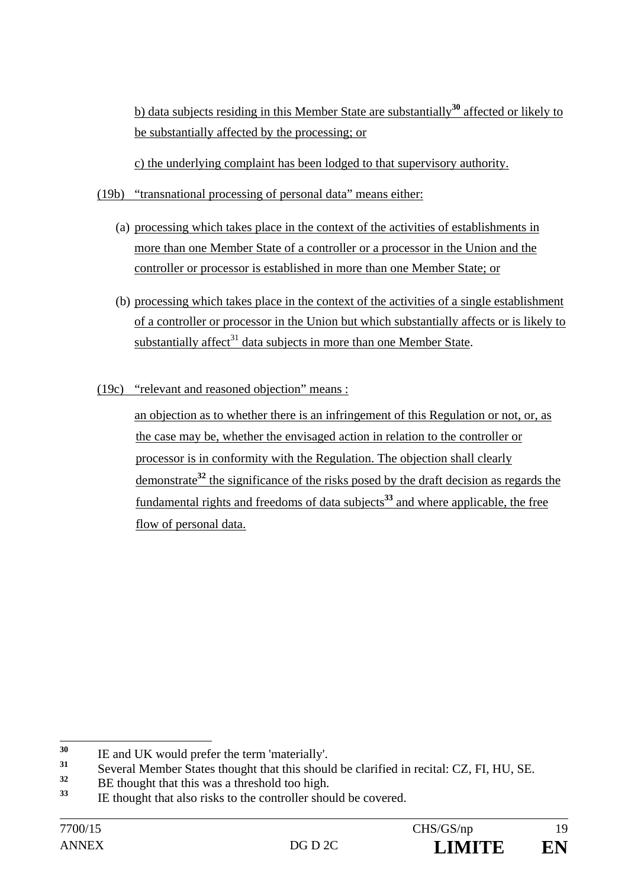b) data subjects residing in this Member State are substantially[30] affected or likely to be substantially affected by the processing; or

c) the underlying complaint has been lodged to that supervisory authority.

(19b) "transnational processing of personal data" means either:

(a) processing which takes place in the context of the activities of establishments in more than one Member State of a controller or a processor in the Union and the controller or processor is established in more than one Member State; or

(b) processing which takes place in the context of the activities of a single establishment of a controller or processor in the Union but which substantially affects or is likely to substantially affect[31] data subjects in more than one Member State.

(19c) "relevant and reasoned objection" means :

an objection as to whether there is an infringement of this Regulation or not, or, as the case may be, whether the envisaged action in relation to the controller or processor is in conformity with the Regulation. The objection shall clearly demonstrate[32] the significance of the risks posed by the draft decision as regards the fundamental rights and freedoms of data subjects[33] and where applicable, the free flow of personal data.

---

[30] IE and UK would prefer the term 'materially'.

[31] Several Member States thought that this should be clarified in recital: CZ, FI, HU, SE.

[32] BE thought that this was a threshold too high.

[33] IE thought that also risks to the controller should be covered.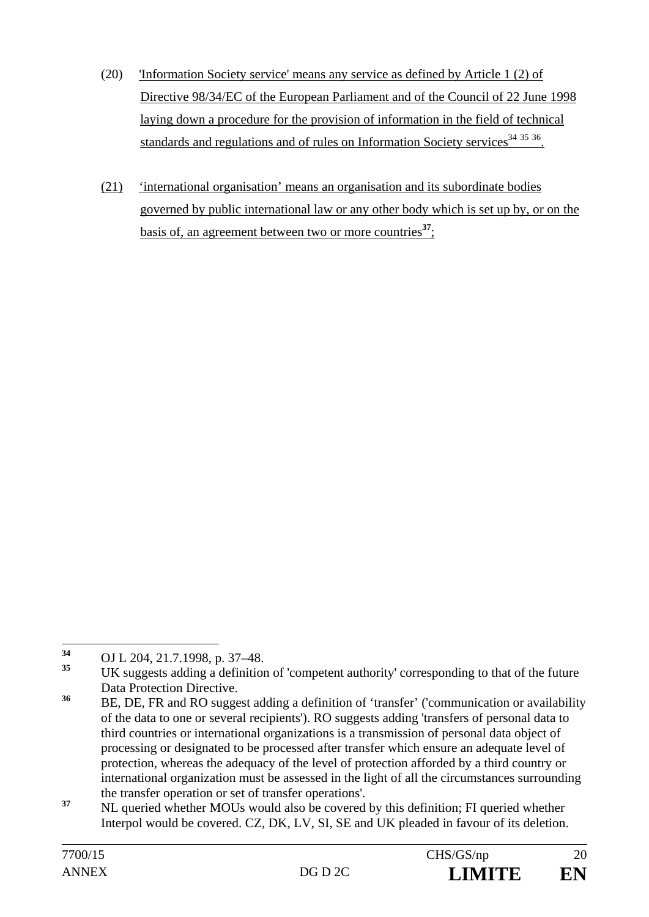(20) 'Information Society service' means any service as defined by Article 1 (2) of Directive 98/34/EC of the European Parliament and of the Council of 22 June 1998 laying down a procedure for the provision of information in the field of technical standards and regulations and of rules on Information Society services[34] [35] [36].

(21) 'international organisation' means an organisation and its subordinate bodies governed by public international law or any other body which is set up by, or on the basis of, an agreement between two or more countries[37];

---

[34] OJ L 204, 21.7.1998, p. 37–48.

[35] UK suggests adding a definition of 'competent authority' corresponding to that of the future Data Protection Directive.

[36] BE, DE, FR and RO suggest adding a definition of 'transfer' ('communication or availability of the data to one or several recipients'). RO suggests adding 'transfers of personal data to third countries or international organizations is a transmission of personal data object of processing or designated to be processed after transfer which ensure an adequate level of protection, whereas the adequacy of the level of protection afforded by a third country or international organization must be assessed in the light of all the circumstances surrounding the transfer operation or set of transfer operations'.

[37] NL queried whether MOUs would also be covered by this definition; FI queried whether Interpol would be covered. CZ, DK, LV, SI, SE and UK pleaded in favour of its deletion.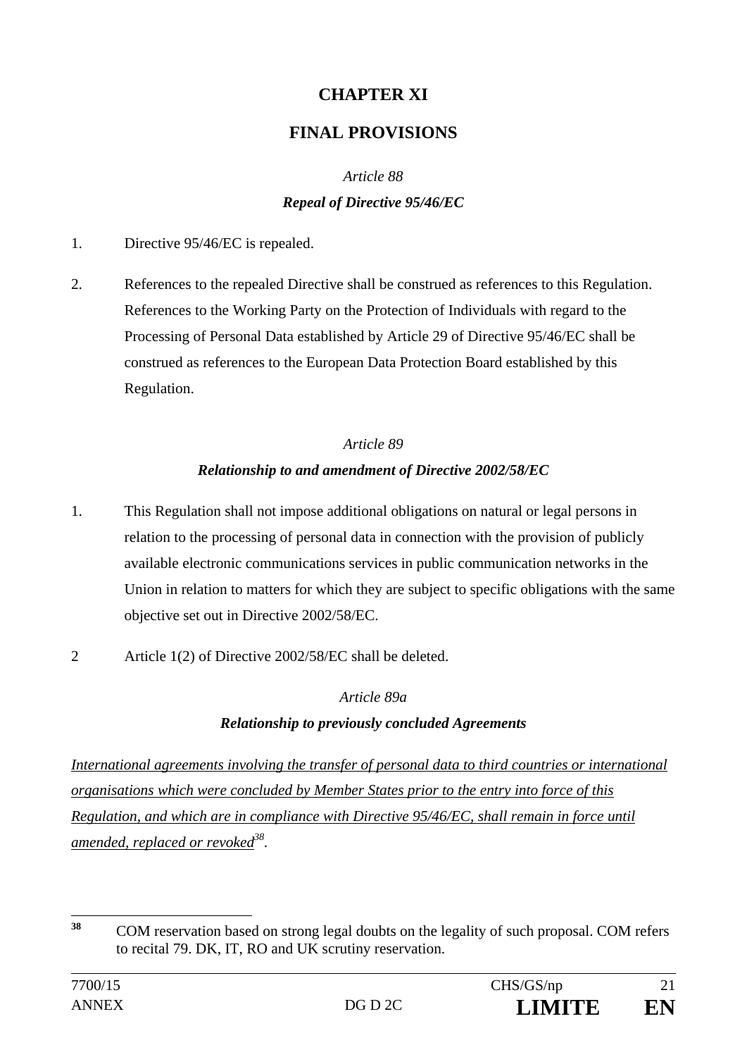# CHAPTER XI

# FINAL PROVISIONS

### *Article 88*

### ***Repeal of Directive 95/46/EC***

1. Directive 95/46/EC is repealed.

2. References to the repealed Directive shall be construed as references to this Regulation. References to the Working Party on the Protection of Individuals with regard to the Processing of Personal Data established by Article 29 of Directive 95/46/EC shall be construed as references to the European Data Protection Board established by this Regulation.

### *Article 89*

### ***Relationship to and amendment of Directive 2002/58/EC***

1. This Regulation shall not impose additional obligations on natural or legal persons in relation to the processing of personal data in connection with the provision of publicly available electronic communications services in public communication networks in the Union in relation to matters for which they are subject to specific obligations with the same objective set out in Directive 2002/58/EC.

2 Article 1(2) of Directive 2002/58/EC shall be deleted.

### *Article 89a*

### ***Relationship to previously concluded Agreements***

<u>International agreements involving the transfer of personal data to third countries or international organisations which were concluded by Member States prior to the entry into force of this Regulation, and which are in compliance with Directive 95/46/EC, shall remain in force until amended, replaced or revoked</u>[38].

---

[38] COM reservation based on strong legal doubts on the legality of such proposal. COM refers to recital 79. DK, IT, RO and UK scrutiny reservation.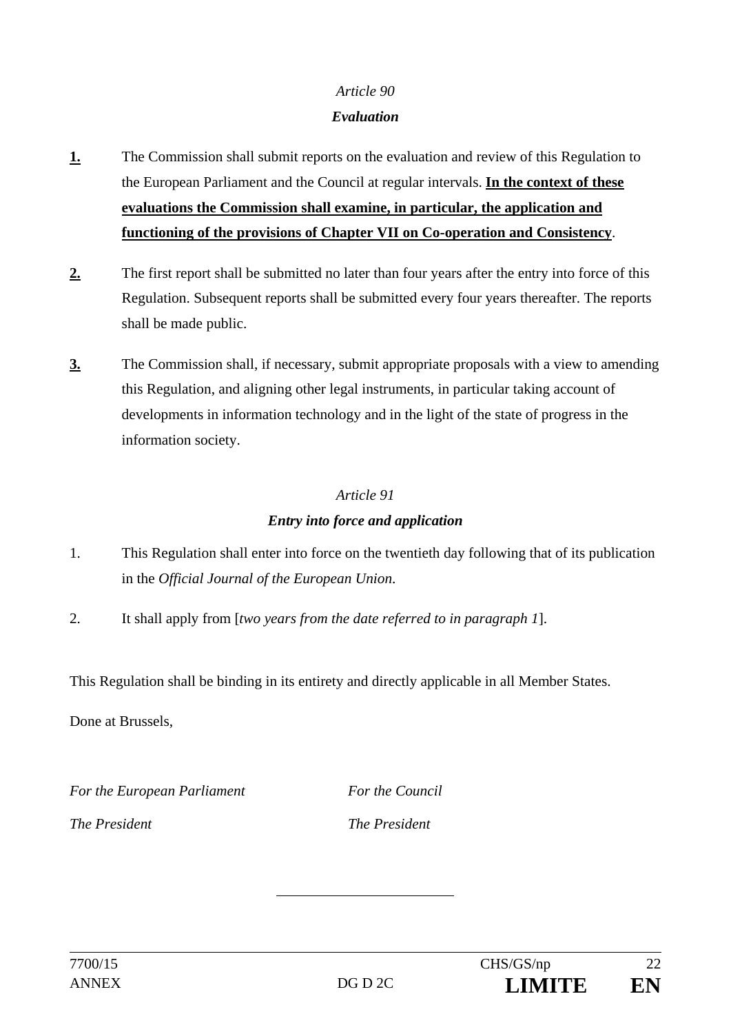*Article 90*

***Evaluation***

**1.** The Commission shall submit reports on the evaluation and review of this Regulation to the European Parliament and the Council at regular intervals. **In the context of these evaluations the Commission shall examine, in particular, the application and functioning of the provisions of Chapter VII on Co-operation and Consistency**.

**2.** The first report shall be submitted no later than four years after the entry into force of this Regulation. Subsequent reports shall be submitted every four years thereafter. The reports shall be made public.

**3.** The Commission shall, if necessary, submit appropriate proposals with a view to amending this Regulation, and aligning other legal instruments, in particular taking account of developments in information technology and in the light of the state of progress in the information society.

*Article 91*

***Entry into force and application***

1. This Regulation shall enter into force on the twentieth day following that of its publication in the *Official Journal of the European Union*.

2. It shall apply from [*two years from the date referred to in paragraph 1*].

This Regulation shall be binding in its entirety and directly applicable in all Member States.

Done at Brussels,

| | |
|---|---|
| *For the European Parliament* | *For the Council* |
| *The President* | *The President* |

---

7700/15 CHS/GS/np
ANNEX DG D 2C **LIMITE EN**